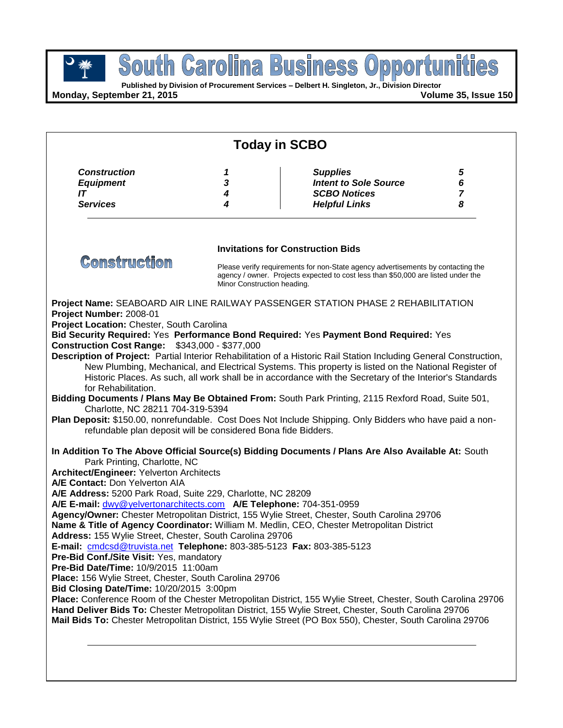# South Carolina Business Opportunities

**Published by Division of Procurement Services – Delbert H. Singleton, Jr., Division Director**

**Monday, September 21, 2015** **Volume 35, Issue 150**

## Today in SCBO

| | | | |
|---|---|---|---|
| ***Construction*** | ***1*** | ***Supplies*** | ***5*** |
| ***Equipment*** | ***3*** | ***Intent to Sole Source*** | ***6*** |
| ***IT*** | ***4*** | ***SCBO Notices*** | ***7*** |
| ***Services*** | ***4*** | ***Helpful Links*** | ***8*** |

## Construction

### Invitations for Construction Bids

Please verify requirements for non-State agency advertisements by contacting the agency / owner. Projects expected to cost less than $50,000 are listed under the Minor Construction heading.

**Project Name:** SEABOARD AIR LINE RAILWAY PASSENGER STATION PHASE 2 REHABILITATION
**Project Number:** 2008-01
**Project Location:** Chester, South Carolina
**Bid Security Required:** Yes **Performance Bond Required:** Yes **Payment Bond Required:** Yes
**Construction Cost Range:** $343,000 - $377,000
**Description of Project:** Partial Interior Rehabilitation of a Historic Rail Station Including General Construction, New Plumbing, Mechanical, and Electrical Systems. This property is listed on the National Register of Historic Places. As such, all work shall be in accordance with the Secretary of the Interior's Standards for Rehabilitation.
**Bidding Documents / Plans May Be Obtained From:** South Park Printing, 2115 Rexford Road, Suite 501, Charlotte, NC 28211 704-319-5394
**Plan Deposit:** $150.00, nonrefundable. Cost Does Not Include Shipping. Only Bidders who have paid a non-refundable plan deposit will be considered Bona fide Bidders.

**In Addition To The Above Official Source(s) Bidding Documents / Plans Are Also Available At:** South Park Printing, Charlotte, NC
**Architect/Engineer:** Yelverton Architects
**A/E Contact:** Don Yelverton AIA
**A/E Address:** 5200 Park Road, Suite 229, Charlotte, NC 28209
**A/E E-mail:** dwy@yelvertonarchitects.com **A/E Telephone:** 704-351-0959
**Agency/Owner:** Chester Metropolitan District, 155 Wylie Street, Chester, South Carolina 29706
**Name & Title of Agency Coordinator:** William M. Medlin, CEO, Chester Metropolitan District
**Address:** 155 Wylie Street, Chester, South Carolina 29706
**E-mail:** cmdcsd@truvista.net **Telephone:** 803-385-5123 **Fax:** 803-385-5123
**Pre-Bid Conf./Site Visit:** Yes, mandatory
**Pre-Bid Date/Time:** 10/9/2015 11:00am
**Place:** 156 Wylie Street, Chester, South Carolina 29706
**Bid Closing Date/Time:** 10/20/2015 3:00pm
**Place:** Conference Room of the Chester Metropolitan District, 155 Wylie Street, Chester, South Carolina 29706
**Hand Deliver Bids To:** Chester Metropolitan District, 155 Wylie Street, Chester, South Carolina 29706
**Mail Bids To:** Chester Metropolitan District, 155 Wylie Street (PO Box 550), Chester, South Carolina 29706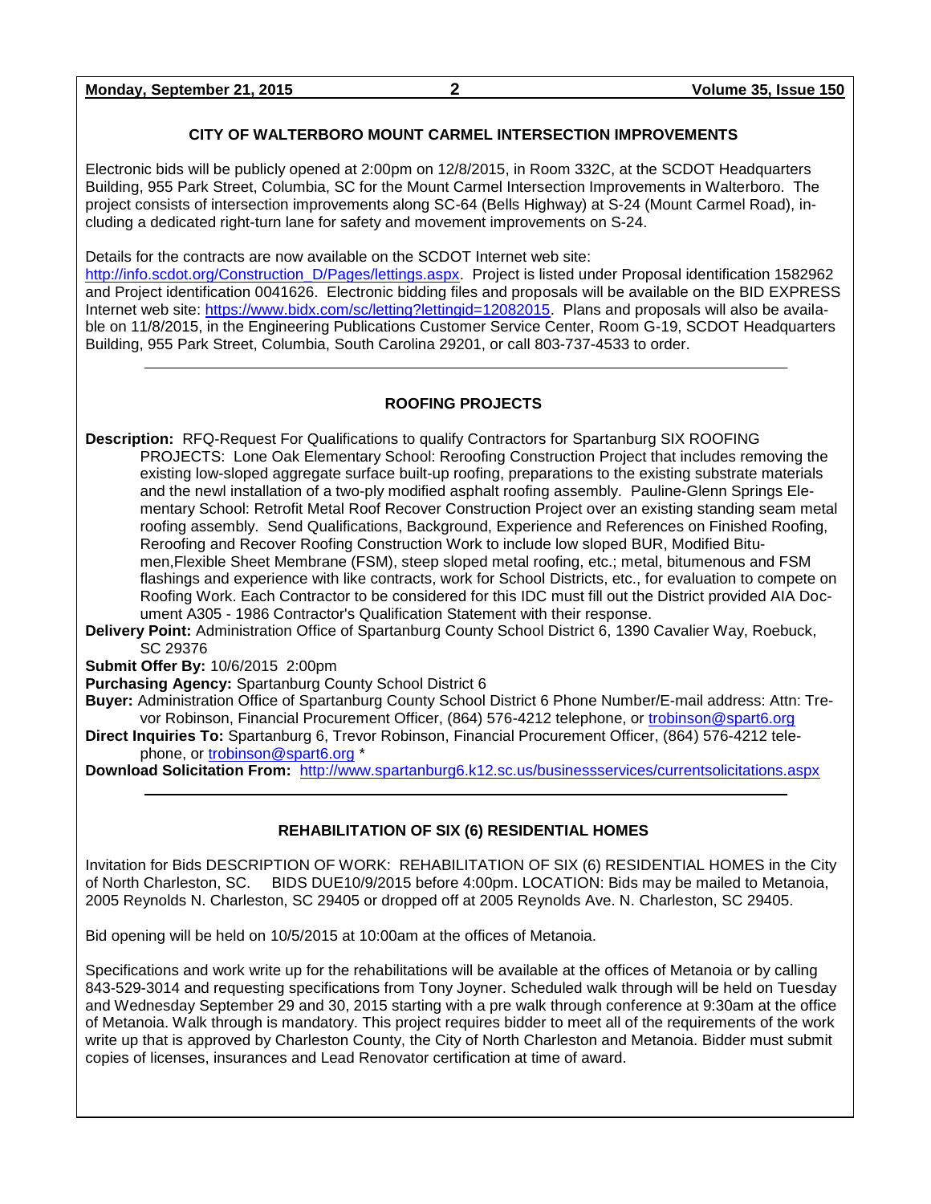## CITY OF WALTERBORO MOUNT CARMEL INTERSECTION IMPROVEMENTS

Electronic bids will be publicly opened at 2:00pm on 12/8/2015, in Room 332C, at the SCDOT Headquarters Building, 955 Park Street, Columbia, SC for the Mount Carmel Intersection Improvements in Walterboro. The project consists of intersection improvements along SC-64 (Bells Highway) at S-24 (Mount Carmel Road), including a dedicated right-turn lane for safety and movement improvements on S-24.

Details for the contracts are now available on the SCDOT Internet web site: http://info.scdot.org/Construction_D/Pages/lettings.aspx. Project is listed under Proposal identification 1582962 and Project identification 0041626. Electronic bidding files and proposals will be available on the BID EXPRESS Internet web site: https://www.bidx.com/sc/letting?lettingid=12082015. Plans and proposals will also be available on 11/8/2015, in the Engineering Publications Customer Service Center, Room G-19, SCDOT Headquarters Building, 955 Park Street, Columbia, South Carolina 29201, or call 803-737-4533 to order.

---

## ROOFING PROJECTS

**Description:** RFQ-Request For Qualifications to qualify Contractors for Spartanburg SIX ROOFING PROJECTS: Lone Oak Elementary School: Reroofing Construction Project that includes removing the existing low-sloped aggregate surface built-up roofing, preparations to the existing substrate materials and the newl installation of a two-ply modified asphalt roofing assembly. Pauline-Glenn Springs Elementary School: Retrofit Metal Roof Recover Construction Project over an existing standing seam metal roofing assembly. Send Qualifications, Background, Experience and References on Finished Roofing, Reroofing and Recover Roofing Construction Work to include low sloped BUR, Modified Bitumen,Flexible Sheet Membrane (FSM), steep sloped metal roofing, etc.; metal, bitumenous and FSM flashings and experience with like contracts, work for School Districts, etc., for evaluation to compete on Roofing Work. Each Contractor to be considered for this IDC must fill out the District provided AIA Document A305 - 1986 Contractor's Qualification Statement with their response.

**Delivery Point:** Administration Office of Spartanburg County School District 6, 1390 Cavalier Way, Roebuck, SC 29376

**Submit Offer By:** 10/6/2015 2:00pm

**Purchasing Agency:** Spartanburg County School District 6

**Buyer:** Administration Office of Spartanburg County School District 6 Phone Number/E-mail address: Attn: Trevor Robinson, Financial Procurement Officer, (864) 576-4212 telephone, or trobinson@spart6.org

**Direct Inquiries To:** Spartanburg 6, Trevor Robinson, Financial Procurement Officer, (864) 576-4212 telephone, or trobinson@spart6.org *

**Download Solicitation From:** http://www.spartanburg6.k12.sc.us/businessservices/currentsolicitations.aspx

---

## REHABILITATION OF SIX (6) RESIDENTIAL HOMES

Invitation for Bids DESCRIPTION OF WORK: REHABILITATION OF SIX (6) RESIDENTIAL HOMES in the City of North Charleston, SC. BIDS DUE10/9/2015 before 4:00pm. LOCATION: Bids may be mailed to Metanoia, 2005 Reynolds N. Charleston, SC 29405 or dropped off at 2005 Reynolds Ave. N. Charleston, SC 29405.

Bid opening will be held on 10/5/2015 at 10:00am at the offices of Metanoia.

Specifications and work write up for the rehabilitations will be available at the offices of Metanoia or by calling 843-529-3014 and requesting specifications from Tony Joyner. Scheduled walk through will be held on Tuesday and Wednesday September 29 and 30, 2015 starting with a pre walk through conference at 9:30am at the office of Metanoia. Walk through is mandatory. This project requires bidder to meet all of the requirements of the work write up that is approved by Charleston County, the City of North Charleston and Metanoia. Bidder must submit copies of licenses, insurances and Lead Renovator certification at time of award.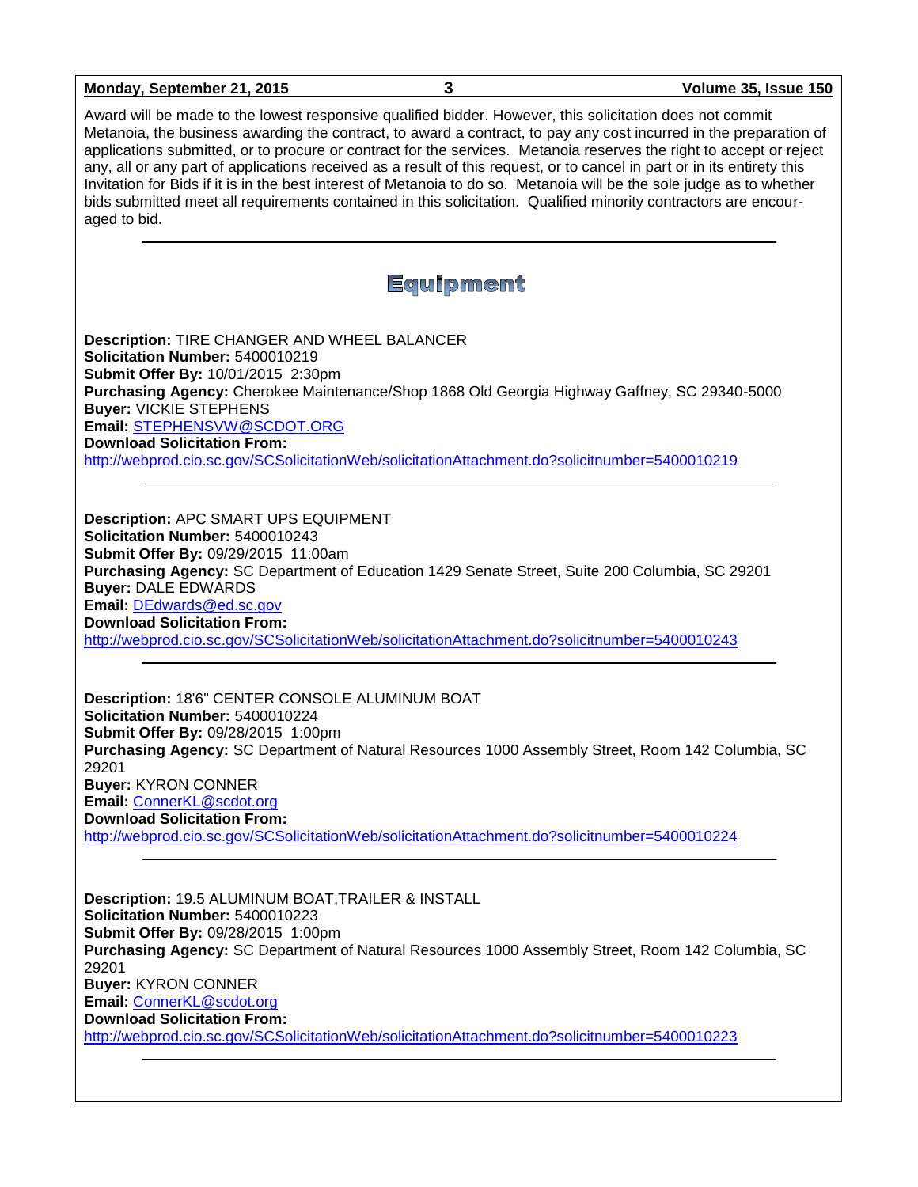Award will be made to the lowest responsive qualified bidder. However, this solicitation does not commit Metanoia, the business awarding the contract, to award a contract, to pay any cost incurred in the preparation of applications submitted, or to procure or contract for the services. Metanoia reserves the right to accept or reject any, all or any part of applications received as a result of this request, or to cancel in part or in its entirety this Invitation for Bids if it is in the best interest of Metanoia to do so. Metanoia will be the sole judge as to whether bids submitted meet all requirements contained in this solicitation. Qualified minority contractors are encouraged to bid.

---

# Equipment

**Description:** TIRE CHANGER AND WHEEL BALANCER
**Solicitation Number:** 5400010219
**Submit Offer By:** 10/01/2015 2:30pm
**Purchasing Agency:** Cherokee Maintenance/Shop 1868 Old Georgia Highway Gaffney, SC 29340-5000
**Buyer:** VICKIE STEPHENS
**Email:** STEPHENSVW@SCDOT.ORG
**Download Solicitation From:**
http://webprod.cio.sc.gov/SCSolicitationWeb/solicitationAttachment.do?solicitnumber=5400010219

---

**Description:** APC SMART UPS EQUIPMENT
**Solicitation Number:** 5400010243
**Submit Offer By:** 09/29/2015 11:00am
**Purchasing Agency:** SC Department of Education 1429 Senate Street, Suite 200 Columbia, SC 29201
**Buyer:** DALE EDWARDS
**Email:** DEdwards@ed.sc.gov
**Download Solicitation From:**
http://webprod.cio.sc.gov/SCSolicitationWeb/solicitationAttachment.do?solicitnumber=5400010243

---

**Description:** 18'6" CENTER CONSOLE ALUMINUM BOAT
**Solicitation Number:** 5400010224
**Submit Offer By:** 09/28/2015 1:00pm
**Purchasing Agency:** SC Department of Natural Resources 1000 Assembly Street, Room 142 Columbia, SC 29201
**Buyer:** KYRON CONNER
**Email:** ConnerKL@scdot.org
**Download Solicitation From:**
http://webprod.cio.sc.gov/SCSolicitationWeb/solicitationAttachment.do?solicitnumber=5400010224

---

**Description:** 19.5 ALUMINUM BOAT,TRAILER & INSTALL
**Solicitation Number:** 5400010223
**Submit Offer By:** 09/28/2015 1:00pm
**Purchasing Agency:** SC Department of Natural Resources 1000 Assembly Street, Room 142 Columbia, SC 29201
**Buyer:** KYRON CONNER
**Email:** ConnerKL@scdot.org
**Download Solicitation From:**
http://webprod.cio.sc.gov/SCSolicitationWeb/solicitationAttachment.do?solicitnumber=5400010223

---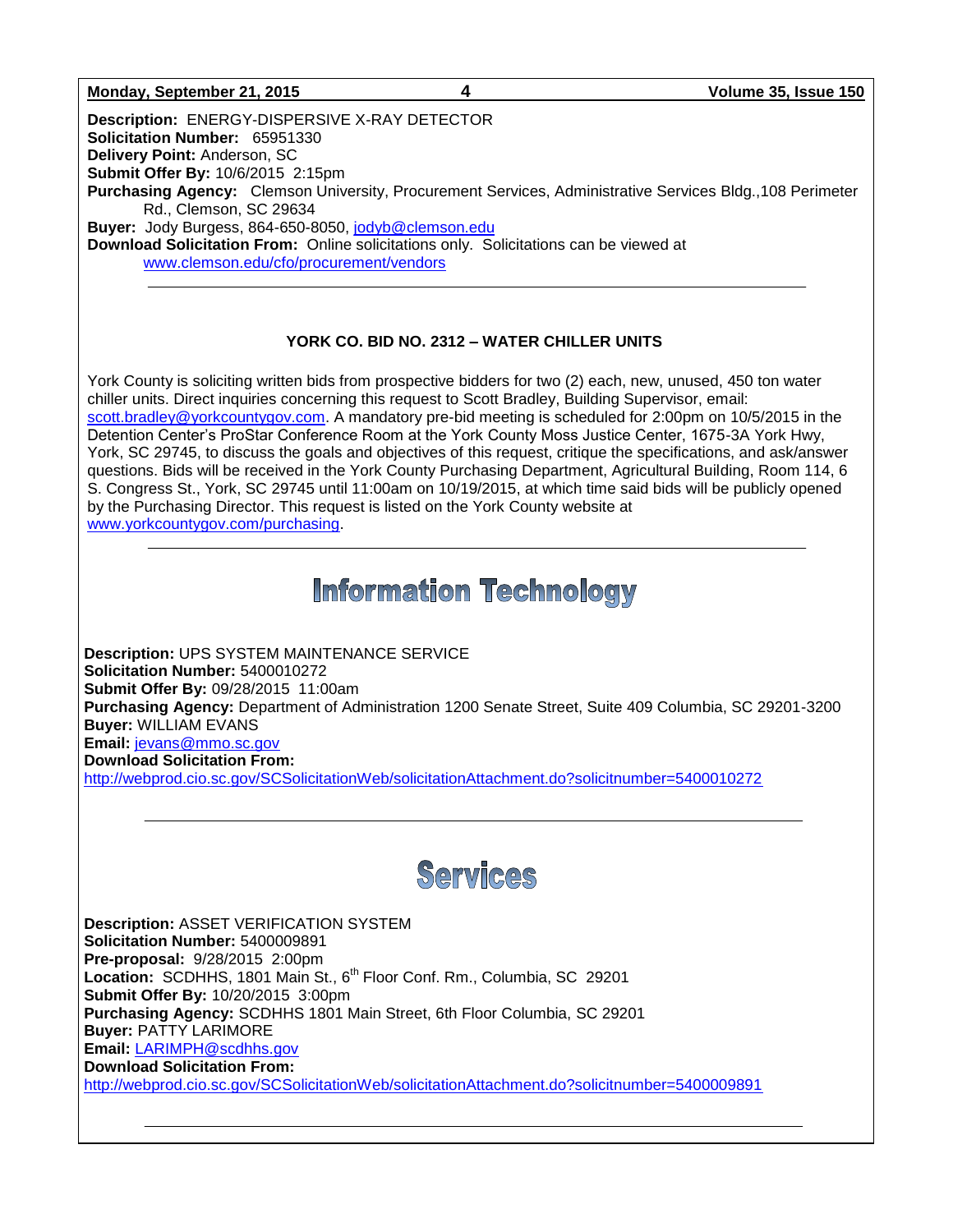**Description:** ENERGY-DISPERSIVE X-RAY DETECTOR
**Solicitation Number:** 65951330
**Delivery Point:** Anderson, SC
**Submit Offer By:** 10/6/2015 2:15pm
**Purchasing Agency:** Clemson University, Procurement Services, Administrative Services Bldg.,108 Perimeter Rd., Clemson, SC 29634
**Buyer:** Jody Burgess, 864-650-8050, jodyb@clemson.edu
**Download Solicitation From:** Online solicitations only. Solicitations can be viewed at www.clemson.edu/cfo/procurement/vendors

---

**YORK CO. BID NO. 2312 – WATER CHILLER UNITS**

York County is soliciting written bids from prospective bidders for two (2) each, new, unused, 450 ton water chiller units. Direct inquiries concerning this request to Scott Bradley, Building Supervisor, email: scott.bradley@yorkcountygov.com. A mandatory pre-bid meeting is scheduled for 2:00pm on 10/5/2015 in the Detention Center's ProStar Conference Room at the York County Moss Justice Center, 1675-3A York Hwy, York, SC 29745, to discuss the goals and objectives of this request, critique the specifications, and ask/answer questions. Bids will be received in the York County Purchasing Department, Agricultural Building, Room 114, 6 S. Congress St., York, SC 29745 until 11:00am on 10/19/2015, at which time said bids will be publicly opened by the Purchasing Director. This request is listed on the York County website at www.yorkcountygov.com/purchasing.

---

# Information Technology

**Description:** UPS SYSTEM MAINTENANCE SERVICE
**Solicitation Number:** 5400010272
**Submit Offer By:** 09/28/2015 11:00am
**Purchasing Agency:** Department of Administration 1200 Senate Street, Suite 409 Columbia, SC 29201-3200
**Buyer:** WILLIAM EVANS
**Email:** jevans@mmo.sc.gov
**Download Solicitation From:**
http://webprod.cio.sc.gov/SCSolicitationWeb/solicitationAttachment.do?solicitnumber=5400010272

---

# Services

**Description:** ASSET VERIFICATION SYSTEM
**Solicitation Number:** 5400009891
**Pre-proposal:** 9/28/2015 2:00pm
**Location:** SCDHHS, 1801 Main St., 6th Floor Conf. Rm., Columbia, SC 29201
**Submit Offer By:** 10/20/2015 3:00pm
**Purchasing Agency:** SCDHHS 1801 Main Street, 6th Floor Columbia, SC 29201
**Buyer:** PATTY LARIMORE
**Email:** LARIMPH@scdhhs.gov
**Download Solicitation From:**
http://webprod.cio.sc.gov/SCSolicitationWeb/solicitationAttachment.do?solicitnumber=5400009891

---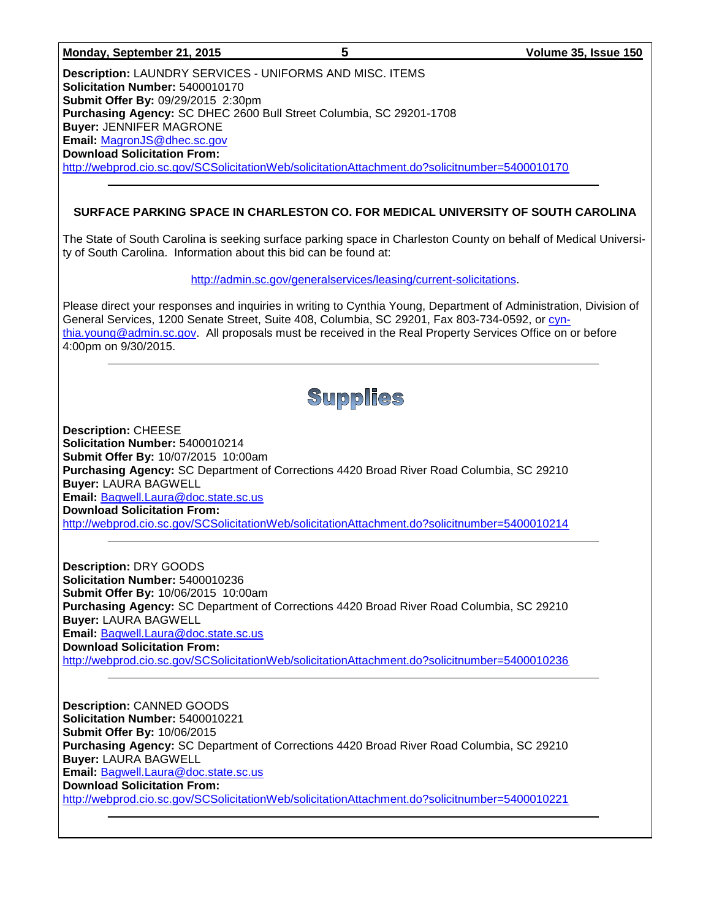**Description:** LAUNDRY SERVICES - UNIFORMS AND MISC. ITEMS
**Solicitation Number:** 5400010170
**Submit Offer By:** 09/29/2015 2:30pm
**Purchasing Agency:** SC DHEC 2600 Bull Street Columbia, SC 29201-1708
**Buyer:** JENNIFER MAGRONE
**Email:** MagronJS@dhec.sc.gov
**Download Solicitation From:**
http://webprod.cio.sc.gov/SCSolicitationWeb/solicitationAttachment.do?solicitnumber=5400010170

---

### SURFACE PARKING SPACE IN CHARLESTON CO. FOR MEDICAL UNIVERSITY OF SOUTH CAROLINA

The State of South Carolina is seeking surface parking space in Charleston County on behalf of Medical University of South Carolina. Information about this bid can be found at:

http://admin.sc.gov/generalservices/leasing/current-solicitations.

Please direct your responses and inquiries in writing to Cynthia Young, Department of Administration, Division of General Services, 1200 Senate Street, Suite 408, Columbia, SC 29201, Fax 803-734-0592, or cynthia.young@admin.sc.gov. All proposals must be received in the Real Property Services Office on or before 4:00pm on 9/30/2015.

---

## Supplies

**Description:** CHEESE
**Solicitation Number:** 5400010214
**Submit Offer By:** 10/07/2015 10:00am
**Purchasing Agency:** SC Department of Corrections 4420 Broad River Road Columbia, SC 29210
**Buyer:** LAURA BAGWELL
**Email:** Bagwell.Laura@doc.state.sc.us
**Download Solicitation From:**
http://webprod.cio.sc.gov/SCSolicitationWeb/solicitationAttachment.do?solicitnumber=5400010214

---

**Description:** DRY GOODS
**Solicitation Number:** 5400010236
**Submit Offer By:** 10/06/2015 10:00am
**Purchasing Agency:** SC Department of Corrections 4420 Broad River Road Columbia, SC 29210
**Buyer:** LAURA BAGWELL
**Email:** Bagwell.Laura@doc.state.sc.us
**Download Solicitation From:**
http://webprod.cio.sc.gov/SCSolicitationWeb/solicitationAttachment.do?solicitnumber=5400010236

---

**Description:** CANNED GOODS
**Solicitation Number:** 5400010221
**Submit Offer By:** 10/06/2015
**Purchasing Agency:** SC Department of Corrections 4420 Broad River Road Columbia, SC 29210
**Buyer:** LAURA BAGWELL
**Email:** Bagwell.Laura@doc.state.sc.us
**Download Solicitation From:**
http://webprod.cio.sc.gov/SCSolicitationWeb/solicitationAttachment.do?solicitnumber=5400010221

---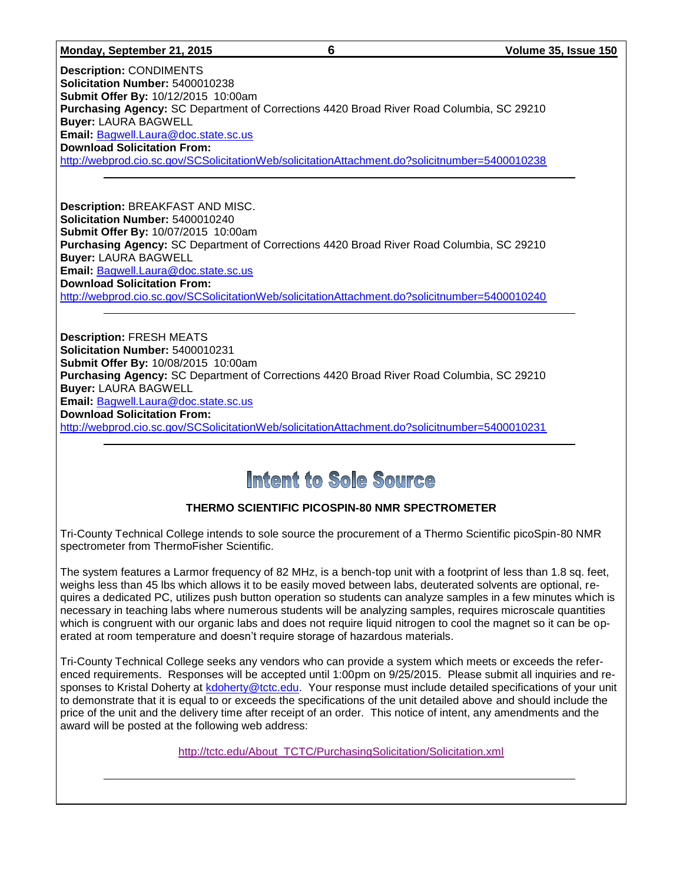**Description:** CONDIMENTS
**Solicitation Number:** 5400010238
**Submit Offer By:** 10/12/2015 10:00am
**Purchasing Agency:** SC Department of Corrections 4420 Broad River Road Columbia, SC 29210
**Buyer:** LAURA BAGWELL
**Email:** Bagwell.Laura@doc.state.sc.us
**Download Solicitation From:**
http://webprod.cio.sc.gov/SCSolicitationWeb/solicitationAttachment.do?solicitnumber=5400010238

---

**Description:** BREAKFAST AND MISC.
**Solicitation Number:** 5400010240
**Submit Offer By:** 10/07/2015 10:00am
**Purchasing Agency:** SC Department of Corrections 4420 Broad River Road Columbia, SC 29210
**Buyer:** LAURA BAGWELL
**Email:** Bagwell.Laura@doc.state.sc.us
**Download Solicitation From:**
http://webprod.cio.sc.gov/SCSolicitationWeb/solicitationAttachment.do?solicitnumber=5400010240

---

**Description:** FRESH MEATS
**Solicitation Number:** 5400010231
**Submit Offer By:** 10/08/2015 10:00am
**Purchasing Agency:** SC Department of Corrections 4420 Broad River Road Columbia, SC 29210
**Buyer:** LAURA BAGWELL
**Email:** Bagwell.Laura@doc.state.sc.us
**Download Solicitation From:**
http://webprod.cio.sc.gov/SCSolicitationWeb/solicitationAttachment.do?solicitnumber=5400010231

---

# Intent to Sole Source

### THERMO SCIENTIFIC PICOSPIN-80 NMR SPECTROMETER

Tri-County Technical College intends to sole source the procurement of a Thermo Scientific picoSpin-80 NMR spectrometer from ThermoFisher Scientific.

The system features a Larmor frequency of 82 MHz, is a bench-top unit with a footprint of less than 1.8 sq. feet, weighs less than 45 lbs which allows it to be easily moved between labs, deuterated solvents are optional, requires a dedicated PC, utilizes push button operation so students can analyze samples in a few minutes which is necessary in teaching labs where numerous students will be analyzing samples, requires microscale quantities which is congruent with our organic labs and does not require liquid nitrogen to cool the magnet so it can be operated at room temperature and doesn't require storage of hazardous materials.

Tri-County Technical College seeks any vendors who can provide a system which meets or exceeds the referenced requirements. Responses will be accepted until 1:00pm on 9/25/2015. Please submit all inquiries and responses to Kristal Doherty at kdoherty@tctc.edu. Your response must include detailed specifications of your unit to demonstrate that it is equal to or exceeds the specifications of the unit detailed above and should include the price of the unit and the delivery time after receipt of an order. This notice of intent, any amendments and the award will be posted at the following web address:

http://tctc.edu/About_TCTC/PurchasingSolicitation/Solicitation.xml

---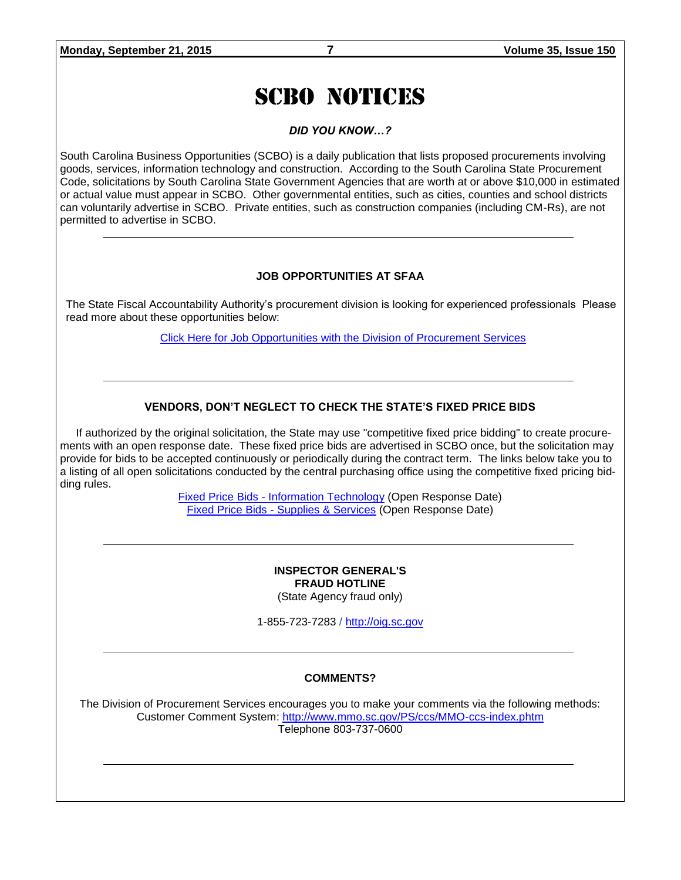# SCBO NOTICES

***DID YOU KNOW…?***

South Carolina Business Opportunities (SCBO) is a daily publication that lists proposed procurements involving goods, services, information technology and construction. According to the South Carolina State Procurement Code, solicitations by South Carolina State Government Agencies that are worth at or above $10,000 in estimated or actual value must appear in SCBO. Other governmental entities, such as cities, counties and school districts can voluntarily advertise in SCBO. Private entities, such as construction companies (including CM-Rs), are not permitted to advertise in SCBO.

---

**JOB OPPORTUNITIES AT SFAA**

The State Fiscal Accountability Authority's procurement division is looking for experienced professionals Please read more about these opportunities below:

Click Here for Job Opportunities with the Division of Procurement Services

---

**VENDORS, DON'T NEGLECT TO CHECK THE STATE'S FIXED PRICE BIDS**

If authorized by the original solicitation, the State may use "competitive fixed price bidding" to create procurements with an open response date. These fixed price bids are advertised in SCBO once, but the solicitation may provide for bids to be accepted continuously or periodically during the contract term. The links below take you to a listing of all open solicitations conducted by the central purchasing office using the competitive fixed pricing bidding rules.

Fixed Price Bids - Information Technology (Open Response Date)
Fixed Price Bids - Supplies & Services (Open Response Date)

---

**INSPECTOR GENERAL'S**
**FRAUD HOTLINE**
(State Agency fraud only)

1-855-723-7283 / http://oig.sc.gov

---

**COMMENTS?**

The Division of Procurement Services encourages you to make your comments via the following methods:
Customer Comment System: http://www.mmo.sc.gov/PS/ccs/MMO-ccs-index.phtm
Telephone 803-737-0600

---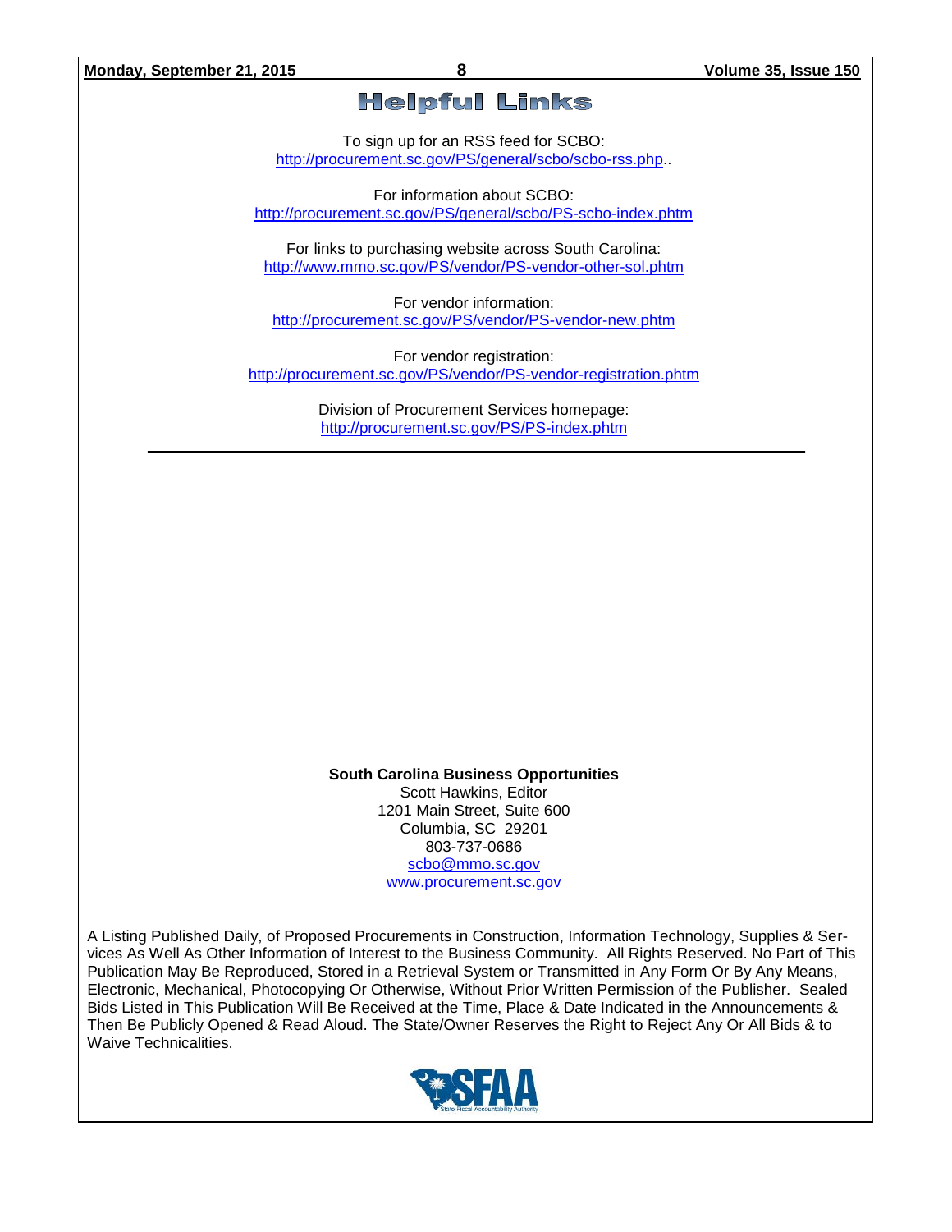# Helpful Links

To sign up for an RSS feed for SCBO:
http://procurement.sc.gov/PS/general/scbo/scbo-rss.php..

For information about SCBO:
http://procurement.sc.gov/PS/general/scbo/PS-scbo-index.phtm

For links to purchasing website across South Carolina:
http://www.mmo.sc.gov/PS/vendor/PS-vendor-other-sol.phtm

For vendor information:
http://procurement.sc.gov/PS/vendor/PS-vendor-new.phtm

For vendor registration:
http://procurement.sc.gov/PS/vendor/PS-vendor-registration.phtm

Division of Procurement Services homepage:
http://procurement.sc.gov/PS/PS-index.phtm

---

**South Carolina Business Opportunities**
Scott Hawkins, Editor
1201 Main Street, Suite 600
Columbia, SC 29201
803-737-0686
scbo@mmo.sc.gov
www.procurement.sc.gov

A Listing Published Daily, of Proposed Procurements in Construction, Information Technology, Supplies & Services As Well As Other Information of Interest to the Business Community. All Rights Reserved. No Part of This Publication May Be Reproduced, Stored in a Retrieval System or Transmitted in Any Form Or By Any Means, Electronic, Mechanical, Photocopying Or Otherwise, Without Prior Written Permission of the Publisher. Sealed Bids Listed in This Publication Will Be Received at the Time, Place & Date Indicated in the Announcements & Then Be Publicly Opened & Read Aloud. The State/Owner Reserves the Right to Reject Any Or All Bids & to Waive Technicalities.

SFAA
State Fiscal Accountability Authority